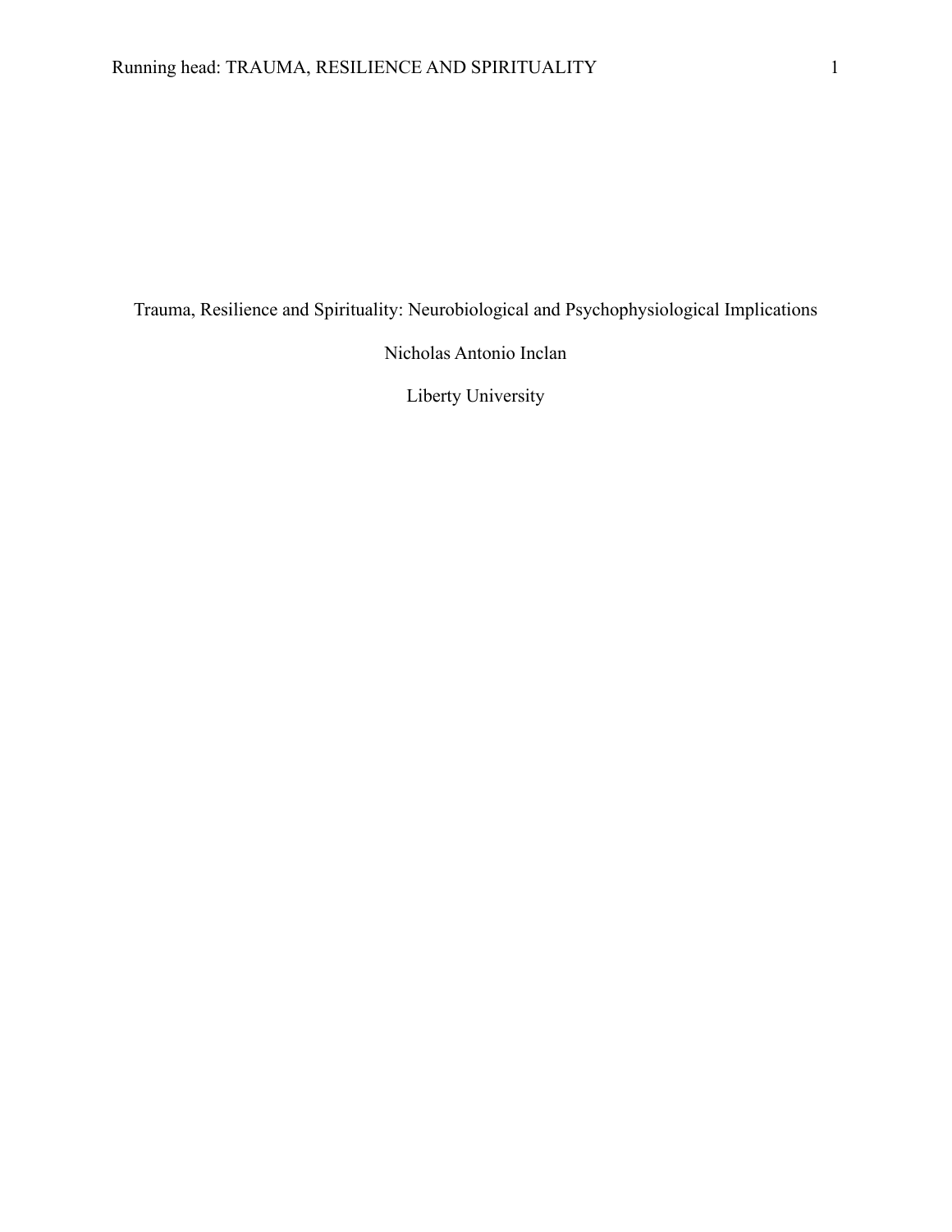# Trauma, Resilience and Spirituality: Neurobiological and Psychophysiological Implications

Nicholas Antonio Inclan

Liberty University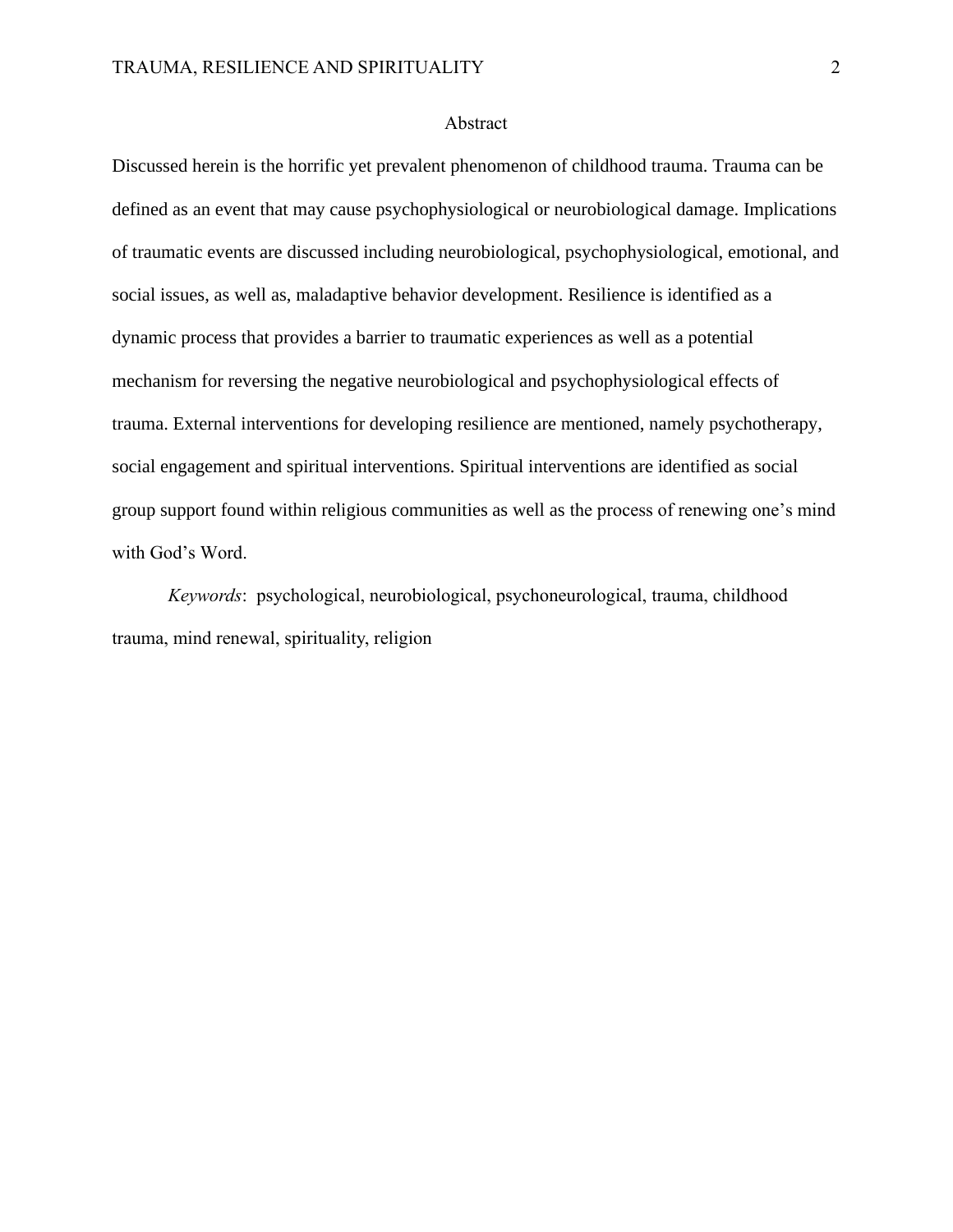# Abstract

Discussed herein is the horrific yet prevalent phenomenon of childhood trauma. Trauma can be defined as an event that may cause psychophysiological or neurobiological damage. Implications of traumatic events are discussed including neurobiological, psychophysiological, emotional, and social issues, as well as, maladaptive behavior development. Resilience is identified as a dynamic process that provides a barrier to traumatic experiences as well as a potential mechanism for reversing the negative neurobiological and psychophysiological effects of trauma. External interventions for developing resilience are mentioned, namely psychotherapy, social engagement and spiritual interventions. Spiritual interventions are identified as social group support found within religious communities as well as the process of renewing one's mind with God's Word.

*Keywords*: psychological, neurobiological, psychoneurological, trauma, childhood trauma, mind renewal, spirituality, religion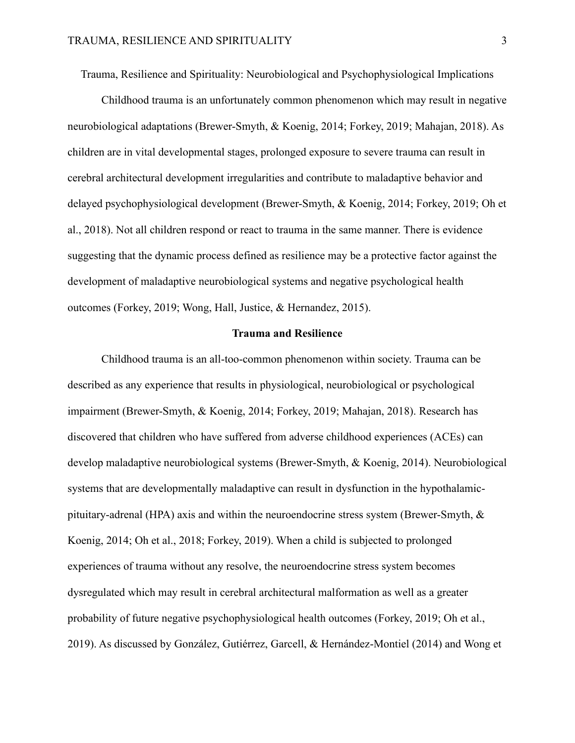# Trauma, Resilience and Spirituality: Neurobiological and Psychophysiological Implications

Childhood trauma is an unfortunately common phenomenon which may result in negative neurobiological adaptations (Brewer-Smyth, & Koenig, 2014; Forkey, 2019; Mahajan, 2018). As children are in vital developmental stages, prolonged exposure to severe trauma can result in cerebral architectural development irregularities and contribute to maladaptive behavior and delayed psychophysiological development (Brewer-Smyth, & Koenig, 2014; Forkey, 2019; Oh et al., 2018). Not all children respond or react to trauma in the same manner. There is evidence suggesting that the dynamic process defined as resilience may be a protective factor against the development of maladaptive neurobiological systems and negative psychological health outcomes (Forkey, 2019; Wong, Hall, Justice, & Hernandez, 2015).

## Trauma and Resilience

Childhood trauma is an all-too-common phenomenon within society. Trauma can be described as any experience that results in physiological, neurobiological or psychological impairment (Brewer-Smyth, & Koenig, 2014; Forkey, 2019; Mahajan, 2018). Research has discovered that children who have suffered from adverse childhood experiences (ACEs) can develop maladaptive neurobiological systems (Brewer-Smyth, & Koenig, 2014). Neurobiological systems that are developmentally maladaptive can result in dysfunction in the hypothalamic-pituitary-adrenal (HPA) axis and within the neuroendocrine stress system (Brewer-Smyth, & Koenig, 2014; Oh et al., 2018; Forkey, 2019). When a child is subjected to prolonged experiences of trauma without any resolve, the neuroendocrine stress system becomes dysregulated which may result in cerebral architectural malformation as well as a greater probability of future negative psychophysiological health outcomes (Forkey, 2019; Oh et al., 2019). As discussed by González, Gutiérrez, Garcell, & Hernández-Montiel (2014) and Wong et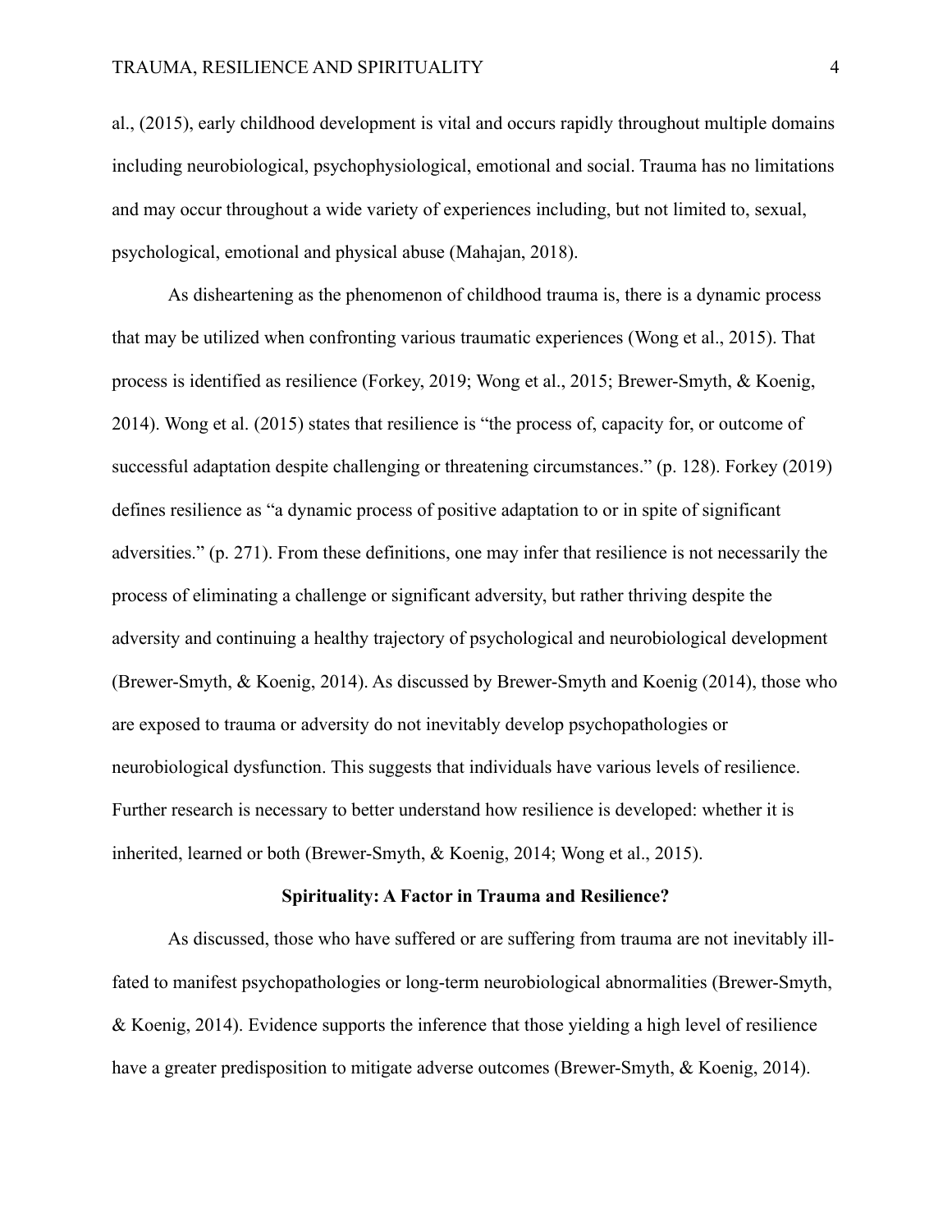al., (2015), early childhood development is vital and occurs rapidly throughout multiple domains including neurobiological, psychophysiological, emotional and social. Trauma has no limitations and may occur throughout a wide variety of experiences including, but not limited to, sexual, psychological, emotional and physical abuse (Mahajan, 2018).

As disheartening as the phenomenon of childhood trauma is, there is a dynamic process that may be utilized when confronting various traumatic experiences (Wong et al., 2015). That process is identified as resilience (Forkey, 2019; Wong et al., 2015; Brewer-Smyth, & Koenig, 2014). Wong et al. (2015) states that resilience is "the process of, capacity for, or outcome of successful adaptation despite challenging or threatening circumstances." (p. 128). Forkey (2019) defines resilience as "a dynamic process of positive adaptation to or in spite of significant adversities." (p. 271). From these definitions, one may infer that resilience is not necessarily the process of eliminating a challenge or significant adversity, but rather thriving despite the adversity and continuing a healthy trajectory of psychological and neurobiological development (Brewer-Smyth, & Koenig, 2014). As discussed by Brewer-Smyth and Koenig (2014), those who are exposed to trauma or adversity do not inevitably develop psychopathologies or neurobiological dysfunction. This suggests that individuals have various levels of resilience. Further research is necessary to better understand how resilience is developed: whether it is inherited, learned or both (Brewer-Smyth, & Koenig, 2014; Wong et al., 2015).

## Spirituality: A Factor in Trauma and Resilience?

As discussed, those who have suffered or are suffering from trauma are not inevitably ill-fated to manifest psychopathologies or long-term neurobiological abnormalities (Brewer-Smyth, & Koenig, 2014). Evidence supports the inference that those yielding a high level of resilience have a greater predisposition to mitigate adverse outcomes (Brewer-Smyth, & Koenig, 2014).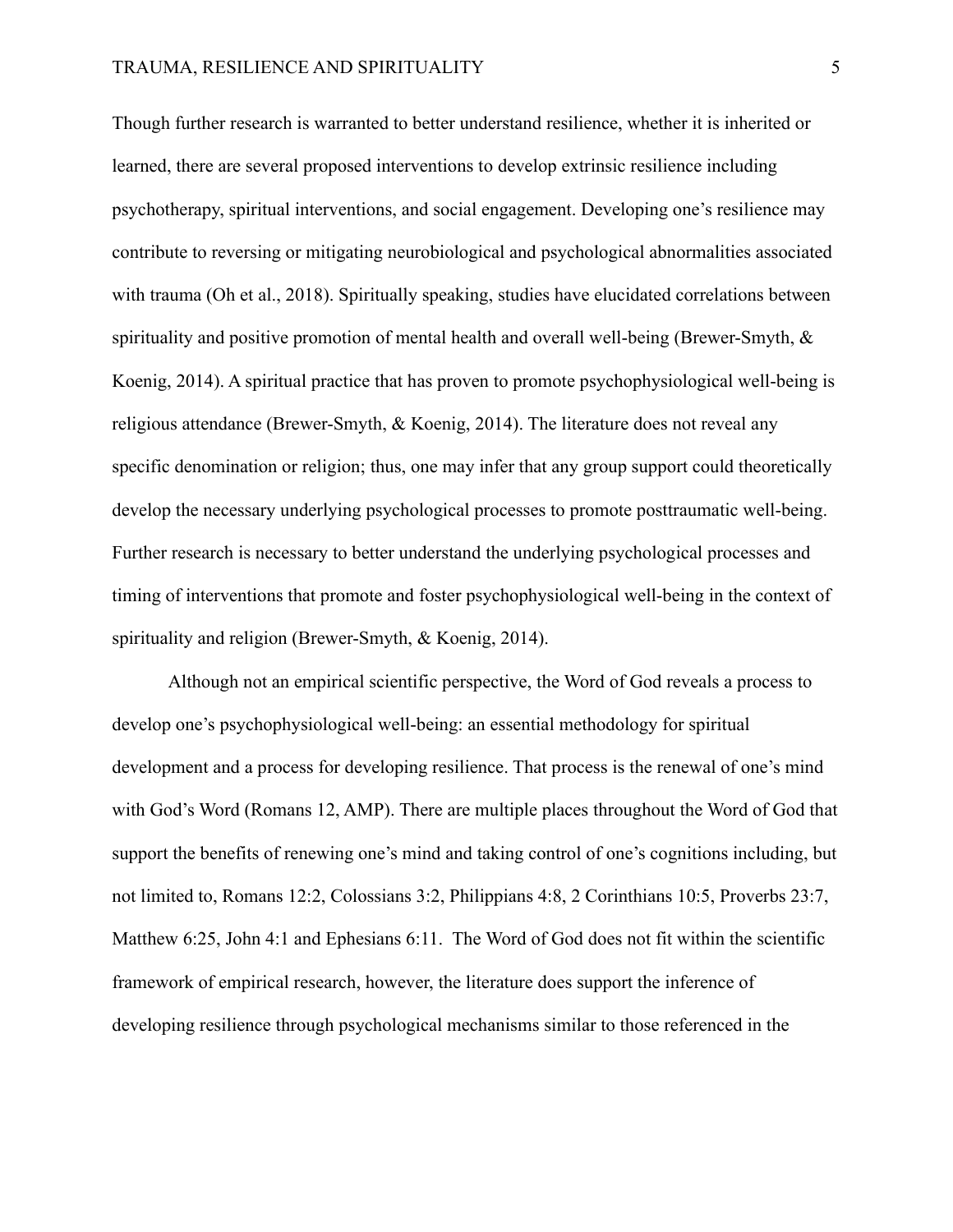Though further research is warranted to better understand resilience, whether it is inherited or learned, there are several proposed interventions to develop extrinsic resilience including psychotherapy, spiritual interventions, and social engagement. Developing one's resilience may contribute to reversing or mitigating neurobiological and psychological abnormalities associated with trauma (Oh et al., 2018). Spiritually speaking, studies have elucidated correlations between spirituality and positive promotion of mental health and overall well-being (Brewer-Smyth, & Koenig, 2014). A spiritual practice that has proven to promote psychophysiological well-being is religious attendance (Brewer-Smyth, & Koenig, 2014). The literature does not reveal any specific denomination or religion; thus, one may infer that any group support could theoretically develop the necessary underlying psychological processes to promote posttraumatic well-being. Further research is necessary to better understand the underlying psychological processes and timing of interventions that promote and foster psychophysiological well-being in the context of spirituality and religion (Brewer-Smyth, & Koenig, 2014).

Although not an empirical scientific perspective, the Word of God reveals a process to develop one's psychophysiological well-being: an essential methodology for spiritual development and a process for developing resilience. That process is the renewal of one's mind with God's Word (Romans 12, AMP). There are multiple places throughout the Word of God that support the benefits of renewing one's mind and taking control of one's cognitions including, but not limited to, Romans 12:2, Colossians 3:2, Philippians 4:8, 2 Corinthians 10:5, Proverbs 23:7, Matthew 6:25, John 4:1 and Ephesians 6:11. The Word of God does not fit within the scientific framework of empirical research, however, the literature does support the inference of developing resilience through psychological mechanisms similar to those referenced in the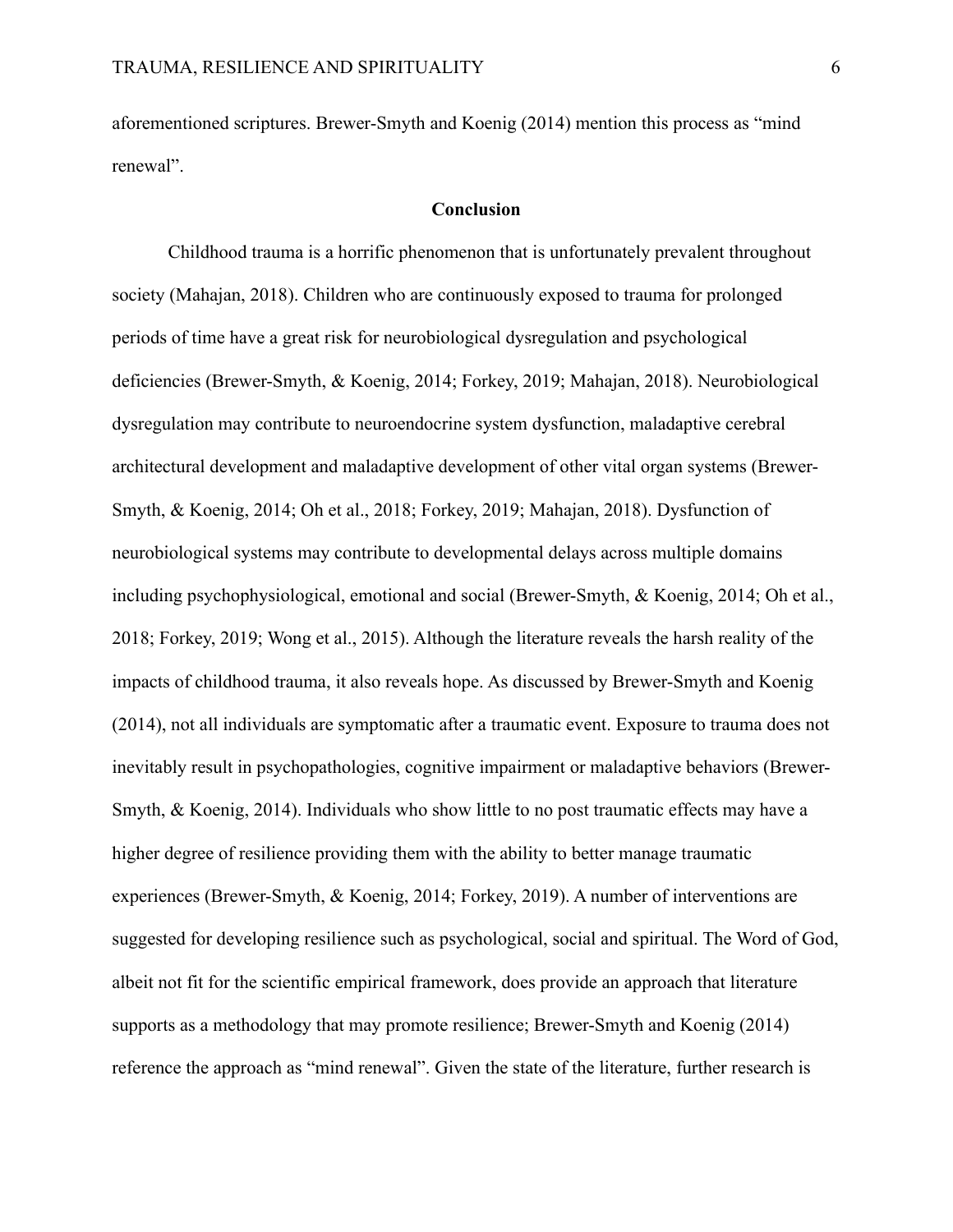aforementioned scriptures. Brewer-Smyth and Koenig (2014) mention this process as "mind renewal".

## Conclusion

Childhood trauma is a horrific phenomenon that is unfortunately prevalent throughout society (Mahajan, 2018). Children who are continuously exposed to trauma for prolonged periods of time have a great risk for neurobiological dysregulation and psychological deficiencies (Brewer-Smyth, & Koenig, 2014; Forkey, 2019; Mahajan, 2018). Neurobiological dysregulation may contribute to neuroendocrine system dysfunction, maladaptive cerebral architectural development and maladaptive development of other vital organ systems (Brewer-Smyth, & Koenig, 2014; Oh et al., 2018; Forkey, 2019; Mahajan, 2018). Dysfunction of neurobiological systems may contribute to developmental delays across multiple domains including psychophysiological, emotional and social (Brewer-Smyth, & Koenig, 2014; Oh et al., 2018; Forkey, 2019; Wong et al., 2015). Although the literature reveals the harsh reality of the impacts of childhood trauma, it also reveals hope. As discussed by Brewer-Smyth and Koenig (2014), not all individuals are symptomatic after a traumatic event. Exposure to trauma does not inevitably result in psychopathologies, cognitive impairment or maladaptive behaviors (Brewer-Smyth, & Koenig, 2014). Individuals who show little to no post traumatic effects may have a higher degree of resilience providing them with the ability to better manage traumatic experiences (Brewer-Smyth, & Koenig, 2014; Forkey, 2019). A number of interventions are suggested for developing resilience such as psychological, social and spiritual. The Word of God, albeit not fit for the scientific empirical framework, does provide an approach that literature supports as a methodology that may promote resilience; Brewer-Smyth and Koenig (2014) reference the approach as "mind renewal". Given the state of the literature, further research is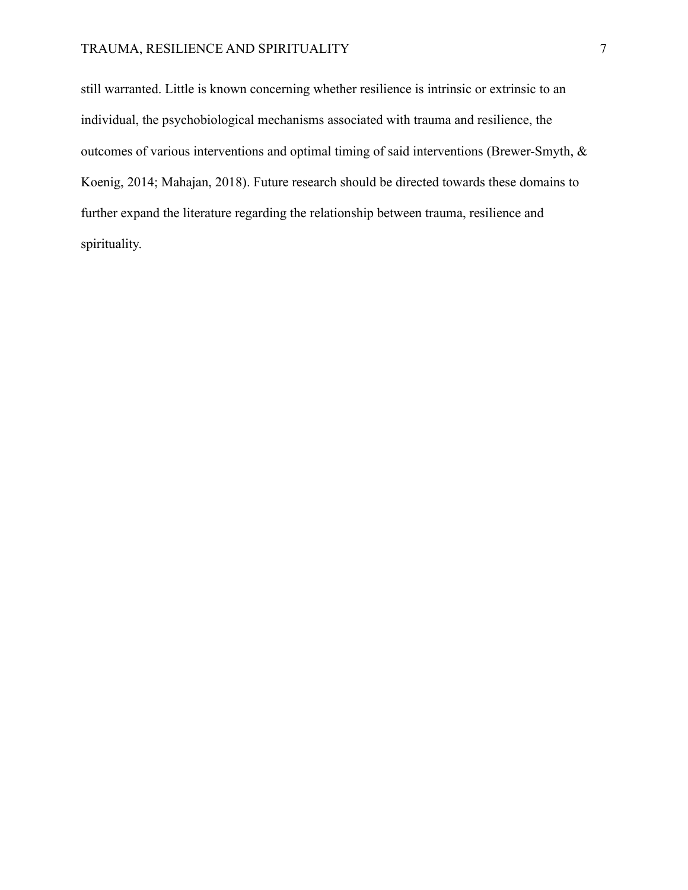still warranted. Little is known concerning whether resilience is intrinsic or extrinsic to an individual, the psychobiological mechanisms associated with trauma and resilience, the outcomes of various interventions and optimal timing of said interventions (Brewer-Smyth, & Koenig, 2014; Mahajan, 2018). Future research should be directed towards these domains to further expand the literature regarding the relationship between trauma, resilience and spirituality.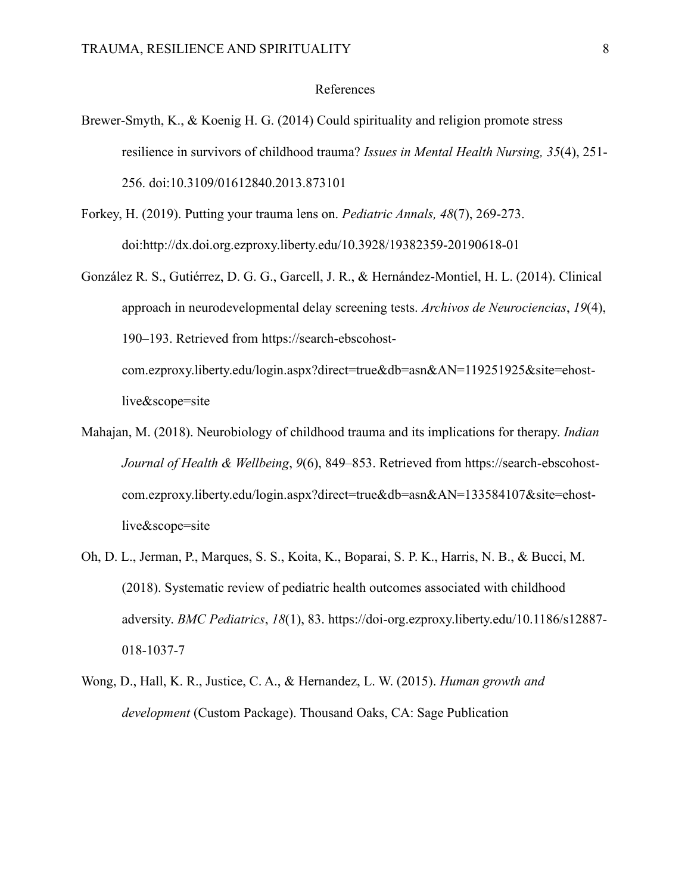# References

Brewer-Smyth, K., & Koenig H. G. (2014) Could spirituality and religion promote stress resilience in survivors of childhood trauma? *Issues in Mental Health Nursing, 35*(4), 251-256. doi:10.3109/01612840.2013.873101

Forkey, H. (2019). Putting your trauma lens on. *Pediatric Annals, 48*(7), 269-273. doi:http://dx.doi.org.ezproxy.liberty.edu/10.3928/19382359-20190618-01

González R. S., Gutiérrez, D. G. G., Garcell, J. R., & Hernández-Montiel, H. L. (2014). Clinical approach in neurodevelopmental delay screening tests. *Archivos de Neurociencias*, *19*(4), 190–193. Retrieved from https://search-ebscohost-com.ezproxy.liberty.edu/login.aspx?direct=true&db=asn&AN=119251925&site=ehost-live&scope=site

Mahajan, M. (2018). Neurobiology of childhood trauma and its implications for therapy. *Indian Journal of Health & Wellbeing*, *9*(6), 849–853. Retrieved from https://search-ebscohost-com.ezproxy.liberty.edu/login.aspx?direct=true&db=asn&AN=133584107&site=ehost-live&scope=site

Oh, D. L., Jerman, P., Marques, S. S., Koita, K., Boparai, S. P. K., Harris, N. B., & Bucci, M. (2018). Systematic review of pediatric health outcomes associated with childhood adversity. *BMC Pediatrics*, *18*(1), 83. https://doi-org.ezproxy.liberty.edu/10.1186/s12887-018-1037-7

Wong, D., Hall, K. R., Justice, C. A., & Hernandez, L. W. (2015). *Human growth and development* (Custom Package). Thousand Oaks, CA: Sage Publication